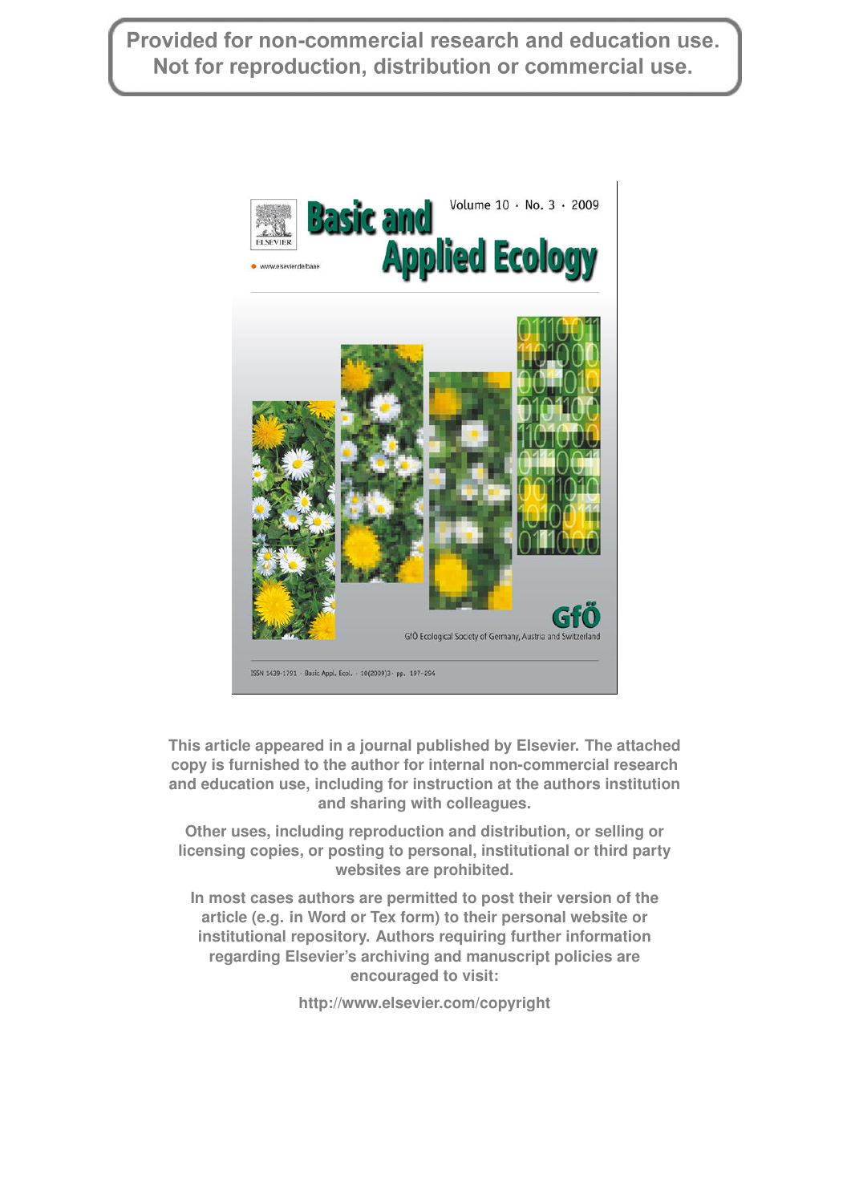Provided for non-commercial research and education use. Not for reproduction, distribution or commercial use.

Basic and Applied Ecology

Volume 10 · No. 3 · 2009

www.elsevier.de/baae

GfÖ Ecological Society of Germany, Austria and Switzerland

ISSN 1439-1791 · Basic Appl. Ecol. · 10(2009)3 · pp. 197–294

This article appeared in a journal published by Elsevier. The attached copy is furnished to the author for internal non-commercial research and education use, including for instruction at the authors institution and sharing with colleagues.

Other uses, including reproduction and distribution, or selling or licensing copies, or posting to personal, institutional or third party websites are prohibited.

In most cases authors are permitted to post their version of the article (e.g. in Word or Tex form) to their personal website or institutional repository. Authors requiring further information regarding Elsevier's archiving and manuscript policies are encouraged to visit:

http://www.elsevier.com/copyright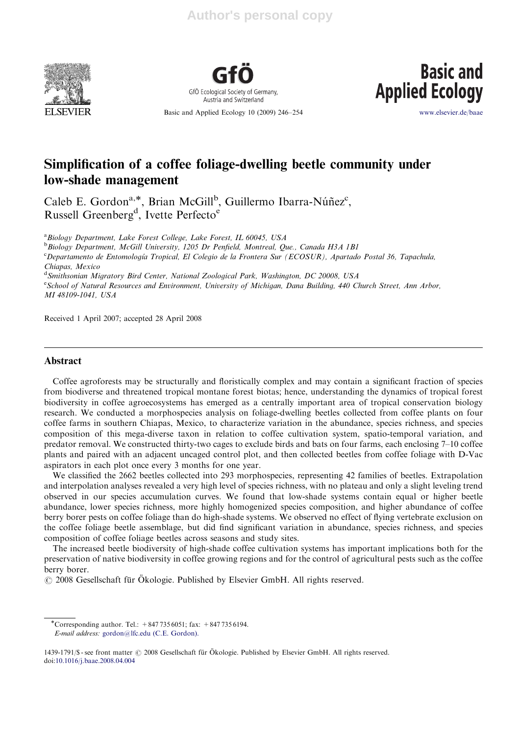Author's personal copy

# Simplification of a coffee foliage-dwelling beetle community under low-shade management

Caleb E. Gordon[a,*], Brian McGill[b], Guillermo Ibarra-Núñez[c], Russell Greenberg[d], Ivette Perfecto[e]

[a]Biology Department, Lake Forest College, Lake Forest, IL 60045, USA

[b]Biology Department, McGill University, 1205 Dr Penfield, Montreal, Que., Canada H3A 1B1

[c]Departamento de Entomología Tropical, El Colegio de la Frontera Sur (ECOSUR), Apartado Postal 36, Tapachula, Chiapas, Mexico

[d]Smithsonian Migratory Bird Center, National Zoological Park, Washington, DC 20008, USA

[e]School of Natural Resources and Environment, University of Michigan, Dana Building, 440 Church Street, Ann Arbor, MI 48109-1041, USA

Received 1 April 2007; accepted 28 April 2008

## Abstract

Coffee agroforests may be structurally and floristically complex and may contain a significant fraction of species from biodiverse and threatened tropical montane forest biotas; hence, understanding the dynamics of tropical forest biodiversity in coffee agroecosystems has emerged as a centrally important area of tropical conservation biology research. We conducted a morphospecies analysis on foliage-dwelling beetles collected from coffee plants on four coffee farms in southern Chiapas, Mexico, to characterize variation in the abundance, species richness, and species composition of this mega-diverse taxon in relation to coffee cultivation system, spatio-temporal variation, and predator removal. We constructed thirty-two cages to exclude birds and bats on four farms, each enclosing 7–10 coffee plants and paired with an adjacent uncaged control plot, and then collected beetles from coffee foliage with D-Vac aspirators in each plot once every 3 months for one year.

We classified the 2662 beetles collected into 293 morphospecies, representing 42 families of beetles. Extrapolation and interpolation analyses revealed a very high level of species richness, with no plateau and only a slight leveling trend observed in our species accumulation curves. We found that low-shade systems contain equal or higher beetle abundance, lower species richness, more highly homogenized species composition, and higher abundance of coffee berry borer pests on coffee foliage than do high-shade systems. We observed no effect of flying vertebrate exclusion on the coffee foliage beetle assemblage, but did find significant variation in abundance, species richness, and species composition of coffee foliage beetles across seasons and study sites.

The increased beetle biodiversity of high-shade coffee cultivation systems has important implications both for the preservation of native biodiversity in coffee growing regions and for the control of agricultural pests such as the coffee berry borer.

© 2008 Gesellschaft für Ökologie. Published by Elsevier GmbH. All rights reserved.

---

*Corresponding author. Tel.: +847 735 6051; fax: +847 735 6194.
*E-mail address:* gordon@lfc.edu (C.E. Gordon).

1439-1791/$ - see front matter © 2008 Gesellschaft für Ökologie. Published by Elsevier GmbH. All rights reserved.
doi:10.1016/j.baae.2008.04.004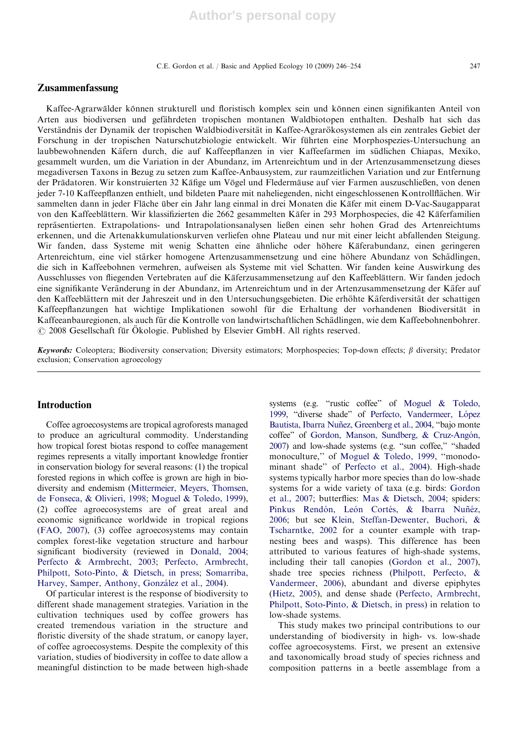## Zusammenfassung

Kaffee-Agrarwälder können strukturell und floristisch komplex sein und können einen signifikanten Anteil von Arten aus biodiversen und gefährdeten tropischen montanen Waldbiotopen enthalten. Deshalb hat sich das Verständnis der Dynamik der tropischen Waldbiodiversität in Kaffee-Agrarökosystemen als ein zentrales Gebiet der Forschung in der tropischen Naturschutzbiologie entwickelt. Wir führten eine Morphospezies-Untersuchung an laubbewohnenden Käfern durch, die auf Kaffeepflanzen in vier Kaffeefarmen im südlichen Chiapas, Mexiko, gesammelt wurden, um die Variation in der Abundanz, im Artenreichtum und in der Artenzusammensetzung dieses megadiversen Taxons in Bezug zu setzen zum Kaffee-Anbausystem, zur raumzeitlichen Variation und zur Entfernung der Prädatoren. Wir konstruierten 32 Käfige um Vögel und Fledermäuse auf vier Farmen auszuschließen, von denen jeder 7-10 Kaffeepflanzen enthielt, und bildeten Paare mit naheliegenden, nicht eingeschlossenen Kontrollflächen. Wir sammelten dann in jeder Fläche über ein Jahr lang einmal in drei Monaten die Käfer mit einem D-Vac-Saugapparat von den Kaffeeblättern. Wir klassifizierten die 2662 gesammelten Käfer in 293 Morphospecies, die 42 Käferfamilien repräsentierten. Extrapolations- und Intrapolationsanalysen ließen einen sehr hohen Grad des Artenreichtums erkennen, und die Artenakkumulationskurven verliefen ohne Plateau und nur mit einer leicht abfallenden Steigung. Wir fanden, dass Systeme mit wenig Schatten eine ähnliche oder höhere Käferabundanz, einen geringeren Artenreichtum, eine viel stärker homogene Artenzusammensetzung und eine höhere Abundanz von Schädlingen, die sich in Kaffeebohnen vermehren, aufweisen als Systeme mit viel Schatten. Wir fanden keine Auswirkung des Ausschlusses von fliegenden Vertebraten auf die Käferzusammensetzung auf den Kaffeeblättern. Wir fanden jedoch eine signifikante Veränderung in der Abundanz, im Artenreichtum und in der Artenzusammensetzung der Käfer auf den Kaffeeblättern mit der Jahreszeit und in den Untersuchungsgebieten. Die erhöhte Käferdiversität der schattigen Kaffeepflanzungen hat wichtige Implikationen sowohl für die Erhaltung der vorhandenen Biodiversität in Kaffeeanbauregionen, als auch für die Kontrolle von landwirtschaftlichen Schädlingen, wie dem Kaffeebohnenbohrer.
© 2008 Gesellschaft für Ökologie. Published by Elsevier GmbH. All rights reserved.

***Keywords:*** Coleoptera; Biodiversity conservation; Diversity estimators; Morphospecies; Top-down effects; $\beta$ diversity; Predator exclusion; Conservation agroecology

## Introduction

Coffee agroecosystems are tropical agroforests managed to produce an agricultural commodity. Understanding how tropical forest biotas respond to coffee management regimes represents a vitally important knowledge frontier in conservation biology for several reasons: (1) the tropical forested regions in which coffee is grown are high in biodiversity and endemism (Mittermeier, Meyers, Thomsen, de Fonseca, & Olivieri, 1998; Moguel & Toledo, 1999), (2) coffee agroecosystems are of great areal and economic significance worldwide in tropical regions (FAO, 2007), (3) coffee agroecosystems may contain complex forest-like vegetation structure and harbour significant biodiversity (reviewed in Donald, 2004; Perfecto & Armbrecht, 2003; Perfecto, Armbrecht, Philpott, Soto-Pinto, & Dietsch, in press; Somarriba, Harvey, Samper, Anthony, González et al., 2004).

Of particular interest is the response of biodiversity to different shade management strategies. Variation in the cultivation techniques used by coffee growers has created tremendous variation in the structure and floristic diversity of the shade stratum, or canopy layer, of coffee agroecosystems. Despite the complexity of this variation, studies of biodiversity in coffee to date allow a meaningful distinction to be made between high-shade systems (e.g. "rustic coffee" of Moguel & Toledo, 1999, "diverse shade" of Perfecto, Vandermeer, López Bautista, Ibarra Nuñez, Greenberg et al., 2004, "bajo monte coffee" of Gordon, Manson, Sundberg, & Cruz-Angón, 2007) and low-shade systems (e.g. "sun coffee," "shaded monoculture," of Moguel & Toledo, 1999, "monodominant shade" of Perfecto et al., 2004). High-shade systems typically harbor more species than do low-shade systems for a wide variety of taxa (e.g. birds: Gordon et al., 2007; butterflies: Mas & Dietsch, 2004; spiders: Pinkus Rendón, León Cortés, & Ibarra Nuñéz, 2006; but see Klein, Steffan-Dewenter, Buchori, & Tscharntke, 2002 for a counter example with trap-nesting bees and wasps). This difference has been attributed to various features of high-shade systems, including their tall canopies (Gordon et al., 2007), shade tree species richness (Philpott, Perfecto, & Vandermeer, 2006), abundant and diverse epiphytes (Hietz, 2005), and dense shade (Perfecto, Armbrecht, Philpott, Soto-Pinto, & Dietsch, in press) in relation to low-shade systems.

This study makes two principal contributions to our understanding of biodiversity in high- vs. low-shade coffee agroecosystems. First, we present an extensive and taxonomically broad study of species richness and composition patterns in a beetle assemblage from a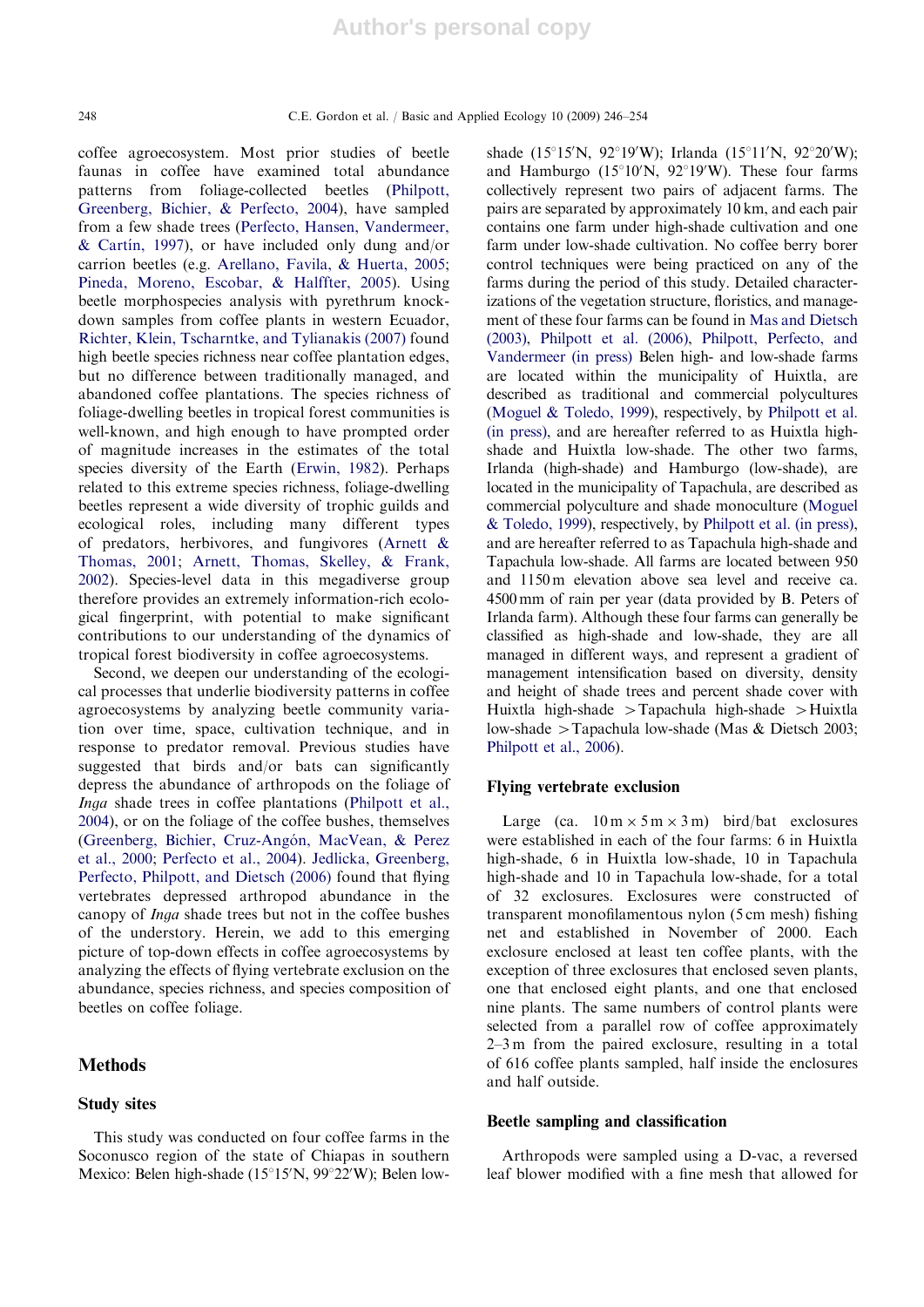coffee agroecosystem. Most prior studies of beetle faunas in coffee have examined total abundance patterns from foliage-collected beetles (Philpott, Greenberg, Bichier, & Perfecto, 2004), have sampled from a few shade trees (Perfecto, Hansen, Vandermeer, & Cartín, 1997), or have included only dung and/or carrion beetles (e.g. Arellano, Favila, & Huerta, 2005; Pineda, Moreno, Escobar, & Halffter, 2005). Using beetle morphospecies analysis with pyrethrum knock-down samples from coffee plants in western Ecuador, Richter, Klein, Tscharntke, and Tylianakis (2007) found high beetle species richness near coffee plantation edges, but no difference between traditionally managed, and abandoned coffee plantations. The species richness of foliage-dwelling beetles in tropical forest communities is well-known, and high enough to have prompted order of magnitude increases in the estimates of the total species diversity of the Earth (Erwin, 1982). Perhaps related to this extreme species richness, foliage-dwelling beetles represent a wide diversity of trophic guilds and ecological roles, including many different types of predators, herbivores, and fungivores (Arnett & Thomas, 2001; Arnett, Thomas, Skelley, & Frank, 2002). Species-level data in this megadiverse group therefore provides an extremely information-rich ecological fingerprint, with potential to make significant contributions to our understanding of the dynamics of tropical forest biodiversity in coffee agroecosystems.

Second, we deepen our understanding of the ecological processes that underlie biodiversity patterns in coffee agroecosystems by analyzing beetle community variation over time, space, cultivation technique, and in response to predator removal. Previous studies have suggested that birds and/or bats can significantly depress the abundance of arthropods on the foliage of *Inga* shade trees in coffee plantations (Philpott et al., 2004), or on the foliage of the coffee bushes, themselves (Greenberg, Bichier, Cruz-Angón, MacVean, & Perez et al., 2000; Perfecto et al., 2004). Jedlicka, Greenberg, Perfecto, Philpott, and Dietsch (2006) found that flying vertebrates depressed arthropod abundance in the canopy of *Inga* shade trees but not in the coffee bushes of the understory. Herein, we add to this emerging picture of top-down effects in coffee agroecosystems by analyzing the effects of flying vertebrate exclusion on the abundance, species richness, and species composition of beetles on coffee foliage.

## Methods

### Study sites

This study was conducted on four coffee farms in the Soconusco region of the state of Chiapas in southern Mexico: Belen high-shade (15°15′N, 99°22′W); Belen low-shade (15°15′N, 92°19′W); Irlanda (15°11′N, 92°20′W); and Hamburgo (15°10′N, 92°19′W). These four farms collectively represent two pairs of adjacent farms. The pairs are separated by approximately 10 km, and each pair contains one farm under high-shade cultivation and one farm under low-shade cultivation. No coffee berry borer control techniques were being practiced on any of the farms during the period of this study. Detailed characterizations of the vegetation structure, floristics, and management of these four farms can be found in Mas and Dietsch (2003), Philpott et al. (2006), Philpott, Perfecto, and Vandermeer (in press) Belen high- and low-shade farms are located within the municipality of Huixtla, are described as traditional and commercial polycultures (Moguel & Toledo, 1999), respectively, by Philpott et al. (in press), and are hereafter referred to as Huixtla high-shade and Huixtla low-shade. The other two farms, Irlanda (high-shade) and Hamburgo (low-shade), are located in the municipality of Tapachula, are described as commercial polyculture and shade monoculture (Moguel & Toledo, 1999), respectively, by Philpott et al. (in press), and are hereafter referred to as Tapachula high-shade and Tapachula low-shade. All farms are located between 950 and 1150 m elevation above sea level and receive ca. 4500 mm of rain per year (data provided by B. Peters of Irlanda farm). Although these four farms can generally be classified as high-shade and low-shade, they are all managed in different ways, and represent a gradient of management intensification based on diversity, density and height of shade trees and percent shade cover with Huixtla high-shade > Tapachula high-shade > Huixtla low-shade > Tapachula low-shade (Mas & Dietsch 2003; Philpott et al., 2006).

### Flying vertebrate exclusion

Large (ca. 10 m × 5 m × 3 m) bird/bat exclosures were established in each of the four farms: 6 in Huixtla high-shade, 6 in Huixtla low-shade, 10 in Tapachula high-shade and 10 in Tapachula low-shade, for a total of 32 exclosures. Exclosures were constructed of transparent monofilamentous nylon (5 cm mesh) fishing net and established in November of 2000. Each exclosure enclosed at least ten coffee plants, with the exception of three exclosures that enclosed seven plants, one that enclosed eight plants, and one that enclosed nine plants. The same numbers of control plants were selected from a parallel row of coffee approximately 2–3 m from the paired exclosure, resulting in a total of 616 coffee plants sampled, half inside the enclosures and half outside.

### Beetle sampling and classification

Arthropods were sampled using a D-vac, a reversed leaf blower modified with a fine mesh that allowed for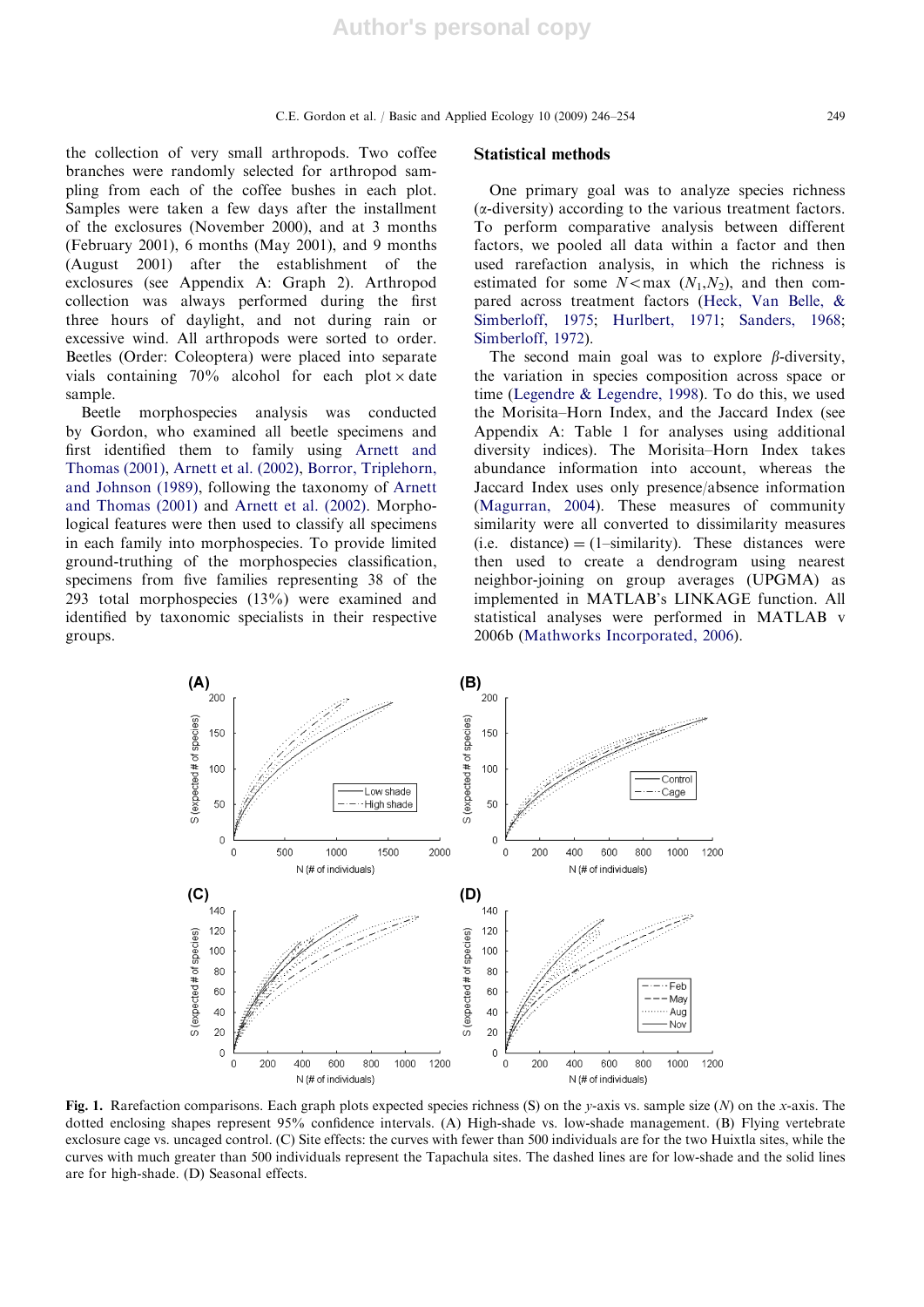the collection of very small arthropods. Two coffee branches were randomly selected for arthropod sampling from each of the coffee bushes in each plot. Samples were taken a few days after the installment of the exclosures (November 2000), and at 3 months (February 2001), 6 months (May 2001), and 9 months (August 2001) after the establishment of the exclosures (see Appendix A: Graph 2). Arthropod collection was always performed during the first three hours of daylight, and not during rain or excessive wind. All arthropods were sorted to order. Beetles (Order: Coleoptera) were placed into separate vials containing 70% alcohol for each plot × date sample.

Beetle morphospecies analysis was conducted by Gordon, who examined all beetle specimens and first identified them to family using Arnett and Thomas (2001), Arnett et al. (2002), Borror, Triplehorn, and Johnson (1989), following the taxonomy of Arnett and Thomas (2001) and Arnett et al. (2002). Morphological features were then used to classify all specimens in each family into morphospecies. To provide limited ground-truthing of the morphospecies classification, specimens from five families representing 38 of the 293 total morphospecies (13%) were examined and identified by taxonomic specialists in their respective groups.

## Statistical methods

One primary goal was to analyze species richness (α-diversity) according to the various treatment factors. To perform comparative analysis between different factors, we pooled all data within a factor and then used rarefaction analysis, in which the richness is estimated for some $N < \max(N_1, N_2)$, and then compared across treatment factors (Heck, Van Belle, & Simberloff, 1975; Hurlbert, 1971; Sanders, 1968; Simberloff, 1972).

The second main goal was to explore β-diversity, the variation in species composition across space or time (Legendre & Legendre, 1998). To do this, we used the Morisita–Horn Index, and the Jaccard Index (see Appendix A: Table 1 for analyses using additional diversity indices). The Morisita–Horn Index takes abundance information into account, whereas the Jaccard Index uses only presence/absence information (Magurran, 2004). These measures of community similarity were all converted to dissimilarity measures (i.e. distance) = (1–similarity). These distances were then used to create a dendrogram using nearest neighbor-joining on group averages (UPGMA) as implemented in MATLAB's LINKAGE function. All statistical analyses were performed in MATLAB v 2006b (Mathworks Incorporated, 2006).

**Fig. 1.** Rarefaction comparisons. Each graph plots expected species richness (S) on the y-axis vs. sample size (N) on the x-axis. The dotted enclosing shapes represent 95% confidence intervals. (A) High-shade vs. low-shade management. (B) Flying vertebrate exclosure cage vs. uncaged control. (C) Site effects: the curves with fewer than 500 individuals are for the two Huixtla sites, while the curves with much greater than 500 individuals represent the Tapachula sites. The dashed lines are for low-shade and the solid lines are for high-shade. (D) Seasonal effects.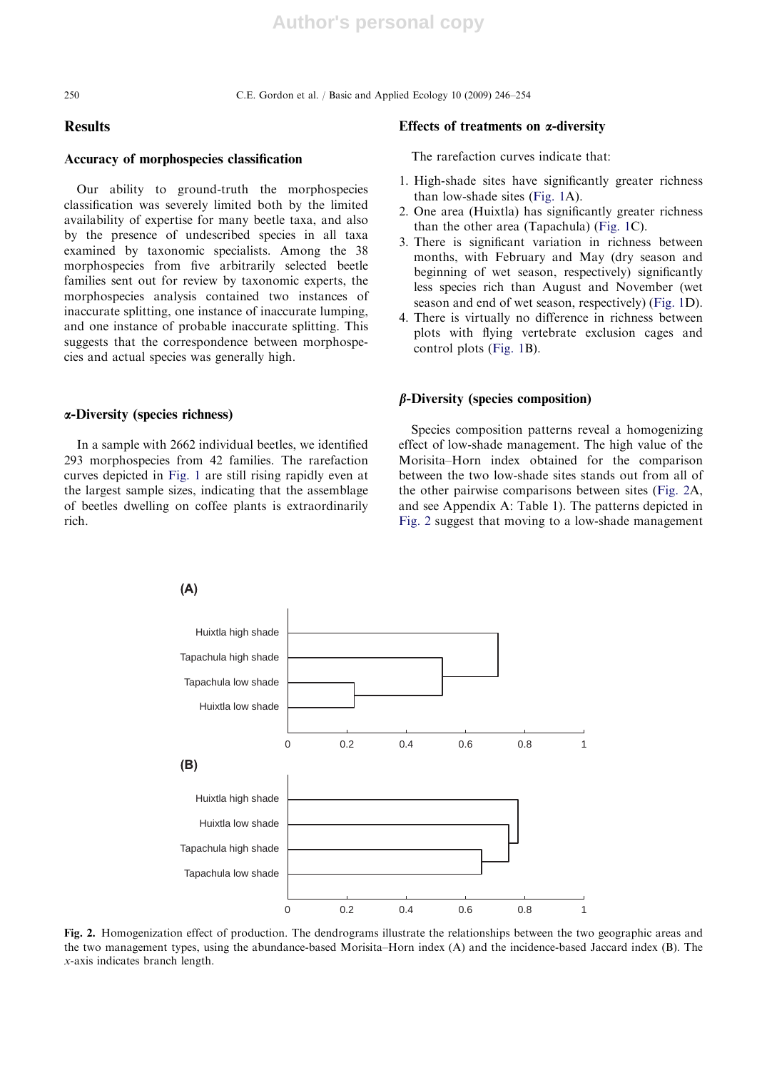## Results

### Accuracy of morphospecies classification

Our ability to ground-truth the morphospecies classification was severely limited both by the limited availability of expertise for many beetle taxa, and also by the presence of undescribed species in all taxa examined by taxonomic specialists. Among the 38 morphospecies from five arbitrarily selected beetle families sent out for review by taxonomic experts, the morphospecies analysis contained two instances of inaccurate splitting, one instance of inaccurate lumping, and one instance of probable inaccurate splitting. This suggests that the correspondence between morphospecies and actual species was generally high.

### α-Diversity (species richness)

In a sample with 2662 individual beetles, we identified 293 morphospecies from 42 families. The rarefaction curves depicted in Fig. 1 are still rising rapidly even at the largest sample sizes, indicating that the assemblage of beetles dwelling on coffee plants is extraordinarily rich.

### Effects of treatments on α-diversity

The rarefaction curves indicate that:

1. High-shade sites have significantly greater richness than low-shade sites (Fig. 1A).
2. One area (Huixtla) has significantly greater richness than the other area (Tapachula) (Fig. 1C).
3. There is significant variation in richness between months, with February and May (dry season and beginning of wet season, respectively) significantly less species rich than August and November (wet season and end of wet season, respectively) (Fig. 1D).
4. There is virtually no difference in richness between plots with flying vertebrate exclusion cages and control plots (Fig. 1B).

### β-Diversity (species composition)

Species composition patterns reveal a homogenizing effect of low-shade management. The high value of the Morisita–Horn index obtained for the comparison between the two low-shade sites stands out from all of the other pairwise comparisons between sites (Fig. 2A, and see Appendix A: Table 1). The patterns depicted in Fig. 2 suggest that moving to a low-shade management

Fig. 2. Homogenization effect of production. The dendrograms illustrate the relationships between the two geographic areas and the two management types, using the abundance-based Morisita–Horn index (A) and the incidence-based Jaccard index (B). The *x*-axis indicates branch length.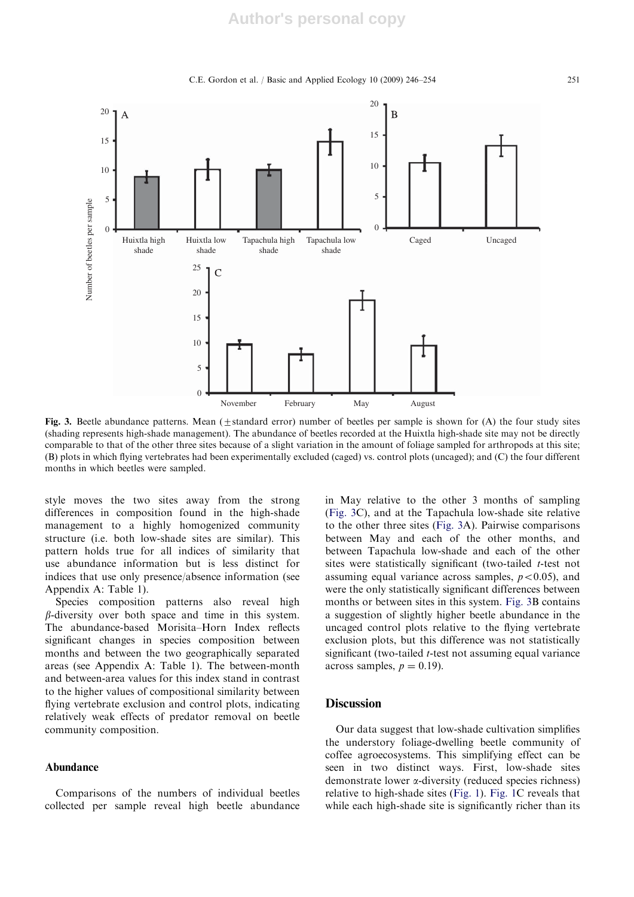Fig. 3. Beetle abundance patterns. Mean (±standard error) number of beetles per sample is shown for (A) the four study sites (shading represents high-shade management). The abundance of beetles recorded at the Huixtla high-shade site may not be directly comparable to that of the other three sites because of a slight variation in the amount of foliage sampled for arthropods at this site; (B) plots in which flying vertebrates had been experimentally excluded (caged) vs. control plots (uncaged); and (C) the four different months in which beetles were sampled.

style moves the two sites away from the strong differences in composition found in the high-shade management to a highly homogenized community structure (i.e. both low-shade sites are similar). This pattern holds true for all indices of similarity that use abundance information but is less distinct for indices that use only presence/absence information (see Appendix A: Table 1).

Species composition patterns also reveal high $\beta$-diversity over both space and time in this system. The abundance-based Morisita–Horn Index reflects significant changes in species composition between months and between the two geographically separated areas (see Appendix A: Table 1). The between-month and between-area values for this index stand in contrast to the higher values of compositional similarity between flying vertebrate exclusion and control plots, indicating relatively weak effects of predator removal on beetle community composition.

### Abundance

Comparisons of the numbers of individual beetles collected per sample reveal high beetle abundance in May relative to the other 3 months of sampling (Fig. 3C), and at the Tapachula low-shade site relative to the other three sites (Fig. 3A). Pairwise comparisons between May and each of the other months, and between Tapachula low-shade and each of the other sites were statistically significant (two-tailed $t$-test not assuming equal variance across samples, $p<0.05$), and were the only statistically significant differences between months or between sites in this system. Fig. 3B contains a suggestion of slightly higher beetle abundance in the uncaged control plots relative to the flying vertebrate exclusion plots, but this difference was not statistically significant (two-tailed $t$-test not assuming equal variance across samples, $p = 0.19$).

## Discussion

Our data suggest that low-shade cultivation simplifies the understory foliage-dwelling beetle community of coffee agroecosystems. This simplifying effect can be seen in two distinct ways. First, low-shade sites demonstrate lower $\alpha$-diversity (reduced species richness) relative to high-shade sites (Fig. 1). Fig. 1C reveals that while each high-shade site is significantly richer than its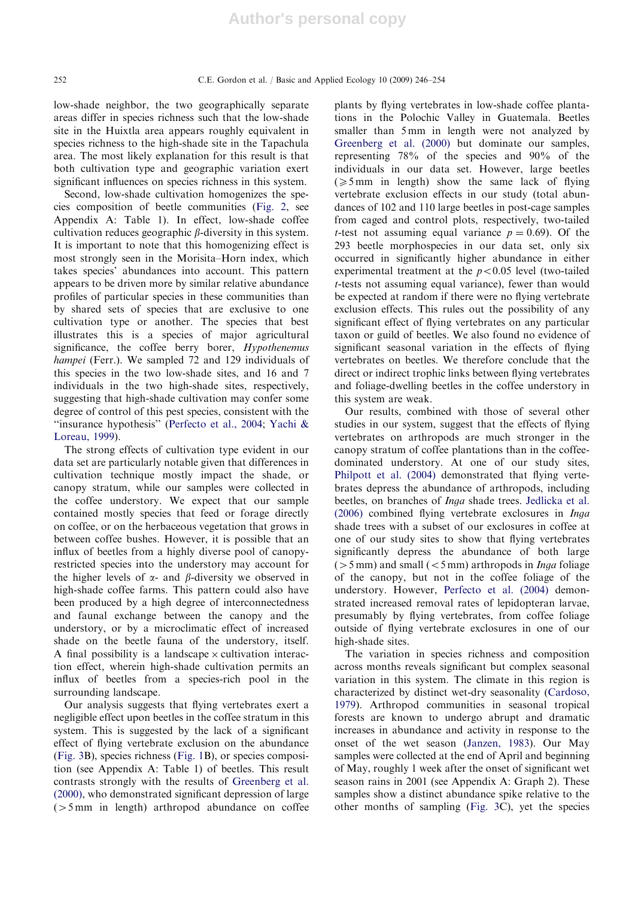low-shade neighbor, the two geographically separate areas differ in species richness such that the low-shade site in the Huixtla area appears roughly equivalent in species richness to the high-shade site in the Tapachula area. The most likely explanation for this result is that both cultivation type and geographic variation exert significant influences on species richness in this system.

Second, low-shade cultivation homogenizes the species composition of beetle communities (Fig. 2, see Appendix A: Table 1). In effect, low-shade coffee cultivation reduces geographic $\beta$-diversity in this system. It is important to note that this homogenizing effect is most strongly seen in the Morisita–Horn index, which takes species' abundances into account. This pattern appears to be driven more by similar relative abundance profiles of particular species in these communities than by shared sets of species that are exclusive to one cultivation type or another. The species that best illustrates this is a species of major agricultural significance, the coffee berry borer, *Hypothenemus hampei* (Ferr.). We sampled 72 and 129 individuals of this species in the two low-shade sites, and 16 and 7 individuals in the two high-shade sites, respectively, suggesting that high-shade cultivation may confer some degree of control of this pest species, consistent with the "insurance hypothesis" (Perfecto et al., 2004; Yachi & Loreau, 1999).

The strong effects of cultivation type evident in our data set are particularly notable given that differences in cultivation technique mostly impact the shade, or canopy stratum, while our samples were collected in the coffee understory. We expect that our sample contained mostly species that feed or forage directly on coffee, or on the herbaceous vegetation that grows in between coffee bushes. However, it is possible that an influx of beetles from a highly diverse pool of canopy-restricted species into the understory may account for the higher levels of $\alpha$- and $\beta$-diversity we observed in high-shade coffee farms. This pattern could also have been produced by a high degree of interconnectedness and faunal exchange between the canopy and the understory, or by a microclimatic effect of increased shade on the beetle fauna of the understory, itself. A final possibility is a landscape × cultivation interaction effect, wherein high-shade cultivation permits an influx of beetles from a species-rich pool in the surrounding landscape.

Our analysis suggests that flying vertebrates exert a negligible effect upon beetles in the coffee stratum in this system. This is suggested by the lack of a significant effect of flying vertebrate exclusion on the abundance (Fig. 3B), species richness (Fig. 1B), or species composition (see Appendix A: Table 1) of beetles. This result contrasts strongly with the results of Greenberg et al. (2000), who demonstrated significant depression of large (>5 mm in length) arthropod abundance on coffee plants by flying vertebrates in low-shade coffee plantations in the Polochic Valley in Guatemala. Beetles smaller than 5 mm in length were not analyzed by Greenberg et al. (2000) but dominate our samples, representing 78% of the species and 90% of the individuals in our data set. However, large beetles ($\geq$5 mm in length) show the same lack of flying vertebrate exclusion effects in our study (total abundances of 102 and 110 large beetles in post-cage samples from caged and control plots, respectively, two-tailed $t$-test not assuming equal variance $p = 0.69$). Of the 293 beetle morphospecies in our data set, only six occurred in significantly higher abundance in either experimental treatment at the $p < 0.05$ level (two-tailed $t$-tests not assuming equal variance), fewer than would be expected at random if there were no flying vertebrate exclusion effects. This rules out the possibility of any significant effect of flying vertebrates on any particular taxon or guild of beetles. We also found no evidence of significant seasonal variation in the effects of flying vertebrates on beetles. We therefore conclude that the direct or indirect trophic links between flying vertebrates and foliage-dwelling beetles in the coffee understory in this system are weak.

Our results, combined with those of several other studies in our system, suggest that the effects of flying vertebrates on arthropods are much stronger in the canopy stratum of coffee plantations than in the coffee-dominated understory. At one of our study sites, Philpott et al. (2004) demonstrated that flying vertebrates depress the abundance of arthropods, including beetles, on branches of *Inga* shade trees. Jedlicka et al. (2006) combined flying vertebrate exclosures in *Inga* shade trees with a subset of our exclosures in coffee at one of our study sites to show that flying vertebrates significantly depress the abundance of both large (>5 mm) and small (<5 mm) arthropods in *Inga* foliage of the canopy, but not in the coffee foliage of the understory. However, Perfecto et al. (2004) demonstrated increased removal rates of lepidopteran larvae, presumably by flying vertebrates, from coffee foliage outside of flying vertebrate exclosures in one of our high-shade sites.

The variation in species richness and composition across months reveals significant but complex seasonal variation in this system. The climate in this region is characterized by distinct wet-dry seasonality (Cardoso, 1979). Arthropod communities in seasonal tropical forests are known to undergo abrupt and dramatic increases in abundance and activity in response to the onset of the wet season (Janzen, 1983). Our May samples were collected at the end of April and beginning of May, roughly 1 week after the onset of significant wet season rains in 2001 (see Appendix A: Graph 2). These samples show a distinct abundance spike relative to the other months of sampling (Fig. 3C), yet the species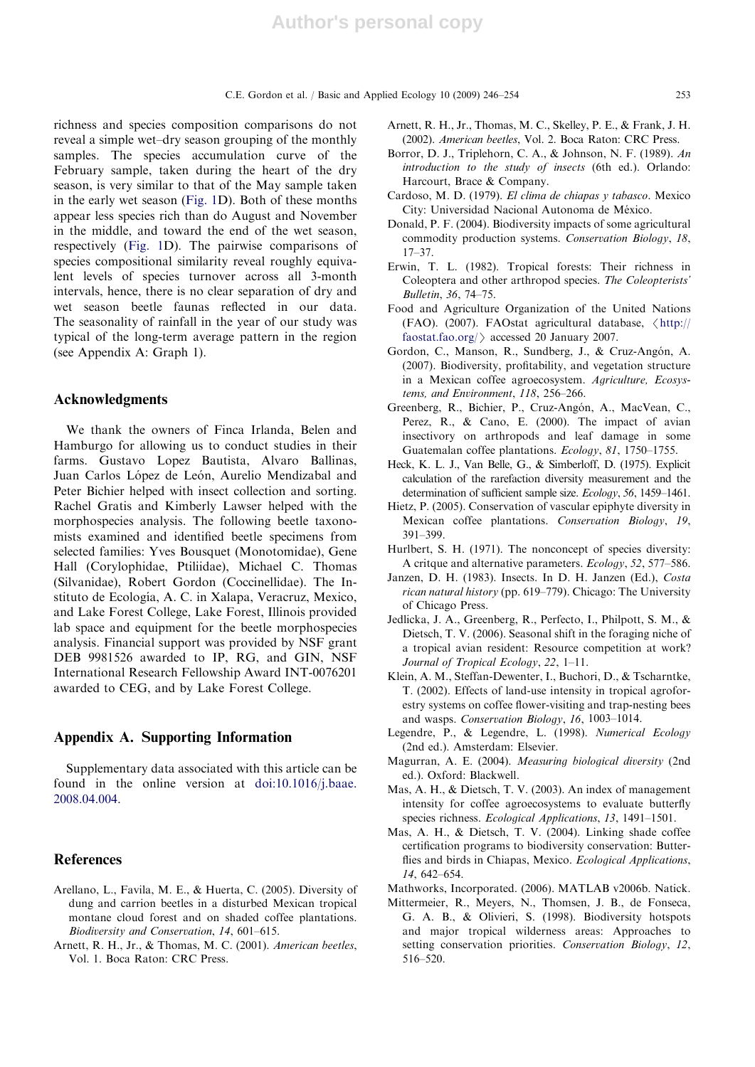richness and species composition comparisons do not reveal a simple wet–dry season grouping of the monthly samples. The species accumulation curve of the February sample, taken during the heart of the dry season, is very similar to that of the May sample taken in the early wet season (Fig. 1D). Both of these months appear less species rich than do August and November in the middle, and toward the end of the wet season, respectively (Fig. 1D). The pairwise comparisons of species compositional similarity reveal roughly equivalent levels of species turnover across all 3-month intervals, hence, there is no clear separation of dry and wet season beetle faunas reflected in our data. The seasonality of rainfall in the year of our study was typical of the long-term average pattern in the region (see Appendix A: Graph 1).

## Acknowledgments

We thank the owners of Finca Irlanda, Belen and Hamburgo for allowing us to conduct studies in their farms. Gustavo Lopez Bautista, Alvaro Ballinas, Juan Carlos López de León, Aurelio Mendizabal and Peter Bichier helped with insect collection and sorting. Rachel Gratis and Kimberly Lawser helped with the morphospecies analysis. The following beetle taxonomists examined and identified beetle specimens from selected families: Yves Bousquet (Monotomidae), Gene Hall (Corylophidae, Ptiliidae), Michael C. Thomas (Silvanidae), Robert Gordon (Coccinellidae). The Instituto de Ecología, A. C. in Xalapa, Veracruz, Mexico, and Lake Forest College, Lake Forest, Illinois provided lab space and equipment for the beetle morphospecies analysis. Financial support was provided by NSF grant DEB 9981526 awarded to IP, RG, and GIN, NSF International Research Fellowship Award INT-0076201 awarded to CEG, and by Lake Forest College.

## Appendix A. Supporting Information

Supplementary data associated with this article can be found in the online version at doi:10.1016/j.baae.2008.04.004.

## References

Arellano, L., Favila, M. E., & Huerta, C. (2005). Diversity of dung and carrion beetles in a disturbed Mexican tropical montane cloud forest and on shaded coffee plantations. *Biodiversity and Conservation*, *14*, 601–615.

Arnett, R. H., Jr., & Thomas, M. C. (2001). *American beetles*, Vol. 1. Boca Raton: CRC Press.

Arnett, R. H., Jr., Thomas, M. C., Skelley, P. E., & Frank, J. H. (2002). *American beetles*, Vol. 2. Boca Raton: CRC Press.

Borror, D. J., Triplehorn, C. A., & Johnson, N. F. (1989). *An introduction to the study of insects* (6th ed.). Orlando: Harcourt, Brace & Company.

Cardoso, M. D. (1979). *El clima de chiapas y tabasco*. Mexico City: Universidad Nacional Autonoma de México.

Donald, P. F. (2004). Biodiversity impacts of some agricultural commodity production systems. *Conservation Biology*, *18*, 17–37.

Erwin, T. L. (1982). Tropical forests: Their richness in Coleoptera and other arthropod species. *The Coleopterists' Bulletin*, *36*, 74–75.

Food and Agriculture Organization of the United Nations (FAO). (2007). FAOstat agricultural database, ⟨http://faostat.fao.org/⟩ accessed 20 January 2007.

Gordon, C., Manson, R., Sundberg, J., & Cruz-Angón, A. (2007). Biodiversity, profitability, and vegetation structure in a Mexican coffee agroecosystem. *Agriculture, Ecosystems, and Environment*, *118*, 256–266.

Greenberg, R., Bichier, P., Cruz-Angón, A., MacVean, C., Perez, R., & Cano, E. (2000). The impact of avian insectivory on arthropods and leaf damage in some Guatemalan coffee plantations. *Ecology*, *81*, 1750–1755.

Heck, K. L. J., Van Belle, G., & Simberloff, D. (1975). Explicit calculation of the rarefaction diversity measurement and the determination of sufficient sample size. *Ecology*, *56*, 1459–1461.

Hietz, P. (2005). Conservation of vascular epiphyte diversity in Mexican coffee plantations. *Conservation Biology*, *19*, 391–399.

Hurlbert, S. H. (1971). The nonconcept of species diversity: A critque and alternative parameters. *Ecology*, *52*, 577–586.

Janzen, D. H. (1983). Insects. In D. H. Janzen (Ed.), *Costa rican natural history* (pp. 619–779). Chicago: The University of Chicago Press.

Jedlicka, J. A., Greenberg, R., Perfecto, I., Philpott, S. M., & Dietsch, T. V. (2006). Seasonal shift in the foraging niche of a tropical avian resident: Resource competition at work? *Journal of Tropical Ecology*, *22*, 1–11.

Klein, A. M., Steffan-Dewenter, I., Buchori, D., & Tscharntke, T. (2002). Effects of land-use intensity in tropical agroforestry systems on coffee flower-visiting and trap-nesting bees and wasps. *Conservation Biology*, *16*, 1003–1014.

Legendre, P., & Legendre, L. (1998). *Numerical Ecology* (2nd ed.). Amsterdam: Elsevier.

Magurran, A. E. (2004). *Measuring biological diversity* (2nd ed.). Oxford: Blackwell.

Mas, A. H., & Dietsch, T. V. (2003). An index of management intensity for coffee agroecosystems to evaluate butterfly species richness. *Ecological Applications*, *13*, 1491–1501.

Mas, A. H., & Dietsch, T. V. (2004). Linking shade coffee certification programs to biodiversity conservation: Butterflies and birds in Chiapas, Mexico. *Ecological Applications*, *14*, 642–654.

Mathworks, Incorporated. (2006). MATLAB v2006b. Natick.

Mittermeier, R., Meyers, N., Thomsen, J. B., de Fonseca, G. A. B., & Olivieri, S. (1998). Biodiversity hotspots and major tropical wilderness areas: Approaches to setting conservation priorities. *Conservation Biology*, *12*, 516–520.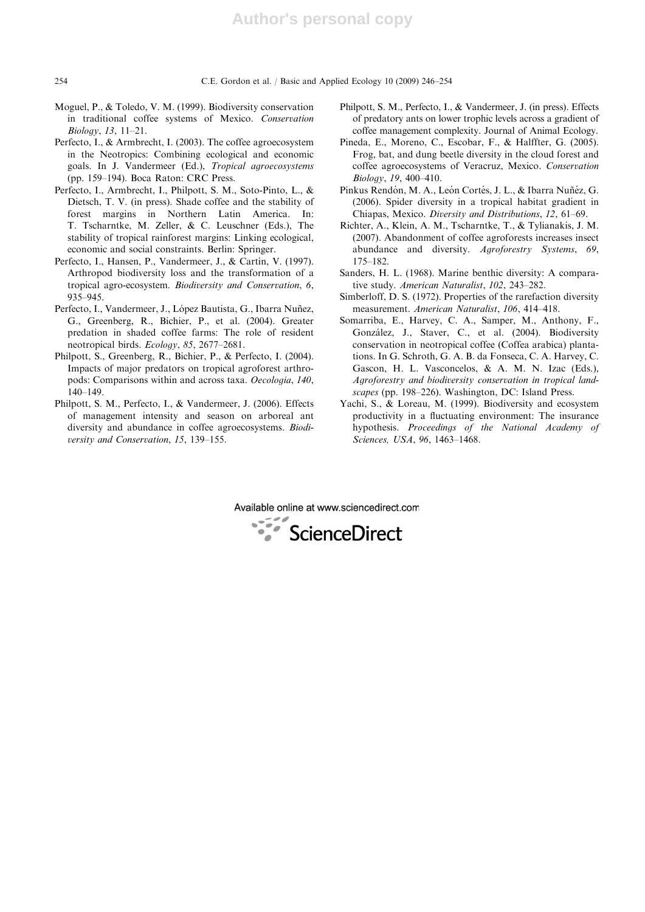Moguel, P., & Toledo, V. M. (1999). Biodiversity conservation in traditional coffee systems of Mexico. *Conservation Biology*, *13*, 11–21.

Perfecto, I., & Armbrecht, I. (2003). The coffee agroecosystem in the Neotropics: Combining ecological and economic goals. In J. Vandermeer (Ed.), *Tropical agroecosystems* (pp. 159–194). Boca Raton: CRC Press.

Perfecto, I., Armbrecht, I., Philpott, S. M., Soto-Pinto, L., & Dietsch, T. V. (in press). Shade coffee and the stability of forest margins in Northern Latin America. In: T. Tscharntke, M. Zeller, & C. Leuschner (Eds.), The stability of tropical rainforest margins: Linking ecological, economic and social constraints. Berlin: Springer.

Perfecto, I., Hansen, P., Vandermeer, J., & Cartín, V. (1997). Arthropod biodiversity loss and the transformation of a tropical agro-ecosystem. *Biodiversity and Conservation*, *6*, 935–945.

Perfecto, I., Vandermeer, J., López Bautista, G., Ibarra Nuñez, G., Greenberg, R., Bichier, P., et al. (2004). Greater predation in shaded coffee farms: The role of resident neotropical birds. *Ecology*, *85*, 2677–2681.

Philpott, S., Greenberg, R., Bichier, P., & Perfecto, I. (2004). Impacts of major predators on tropical agroforest arthropods: Comparisons within and across taxa. *Oecologia*, *140*, 140–149.

Philpott, S. M., Perfecto, I., & Vandermeer, J. (2006). Effects of management intensity and season on arboreal ant diversity and abundance in coffee agroecosystems. *Biodiversity and Conservation*, *15*, 139–155.

Philpott, S. M., Perfecto, I., & Vandermeer, J. (in press). Effects of predatory ants on lower trophic levels across a gradient of coffee management complexity. Journal of Animal Ecology.

Pineda, E., Moreno, C., Escobar, F., & Halffter, G. (2005). Frog, bat, and dung beetle diversity in the cloud forest and coffee agroecosystems of Veracruz, Mexico. *Conservation Biology*, *19*, 400–410.

Pinkus Rendón, M. A., León Cortés, J. L., & Ibarra Nuñéz, G. (2006). Spider diversity in a tropical habitat gradient in Chiapas, Mexico. *Diversity and Distributions*, *12*, 61–69.

Richter, A., Klein, A. M., Tscharntke, T., & Tylianakis, J. M. (2007). Abandonment of coffee agroforests increases insect abundance and diversity. *Agroforestry Systems*, *69*, 175–182.

Sanders, H. L. (1968). Marine benthic diversity: A comparative study. *American Naturalist*, *102*, 243–282.

Simberloff, D. S. (1972). Properties of the rarefaction diversity measurement. *American Naturalist*, *106*, 414–418.

Somarriba, E., Harvey, C. A., Samper, M., Anthony, F., González, J., Staver, C., et al. (2004). Biodiversity conservation in neotropical coffee (Coffea arabica) plantations. In G. Schroth, G. A. B. da Fonseca, C. A. Harvey, C. Gascon, H. L. Vasconcelos, & A. M. N. Izac (Eds.), *Agroforestry and biodiversity conservation in tropical landscapes* (pp. 198–226). Washington, DC: Island Press.

Yachi, S., & Loreau, M. (1999). Biodiversity and ecosystem productivity in a fluctuating environment: The insurance hypothesis. *Proceedings of the National Academy of Sciences, USA*, *96*, 1463–1468.